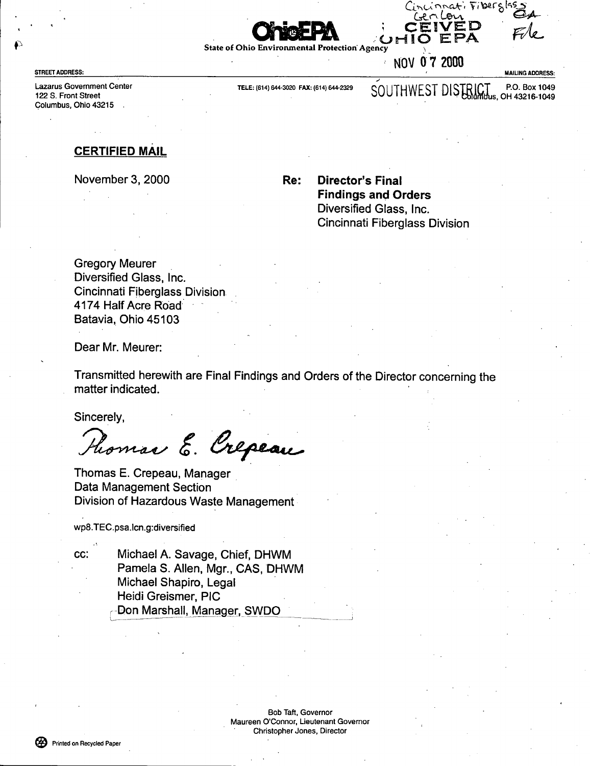Cincinnati Fiberglass
Gen Corr
File

**Ohio EPA**

State of Ohio Environmental Protection Agency

RECEIVED
OHIO EPA
NOV 07 2000
SOUTHWEST DISTRICT

**STREET ADDRESS:**

Lazarus Government Center
122 S. Front Street
Columbus, Ohio 43215

TELE: (614) 644-3020 FAX: (614) 644-2329

**MAILING ADDRESS:**

P.O. Box 1049
Columbus, OH 43216-1049

**CERTIFIED MAIL**

November 3, 2000

**Re: Director's Final Findings and Orders**
Diversified Glass, Inc.
Cincinnati Fiberglass Division

Gregory Meurer
Diversified Glass, Inc.
Cincinnati Fiberglass Division
4174 Half Acre Road
Batavia, Ohio 45103

Dear Mr. Meurer:

Transmitted herewith are Final Findings and Orders of the Director concerning the matter indicated.

Sincerely,

*Thomas E. Crepeau*

Thomas E. Crepeau, Manager
Data Management Section
Division of Hazardous Waste Management

wp8.TEC.psa.lcn.g:diversified

cc:
Michael A. Savage, Chief, DHWM
Pamela S. Allen, Mgr., CAS, DHWM
Michael Shapiro, Legal
Heidi Greismer, PIC
Don Marshall, Manager, SWDO

Bob Taft, Governor
Maureen O'Connor, Lieutenant Governor
Christopher Jones, Director

Printed on Recycled Paper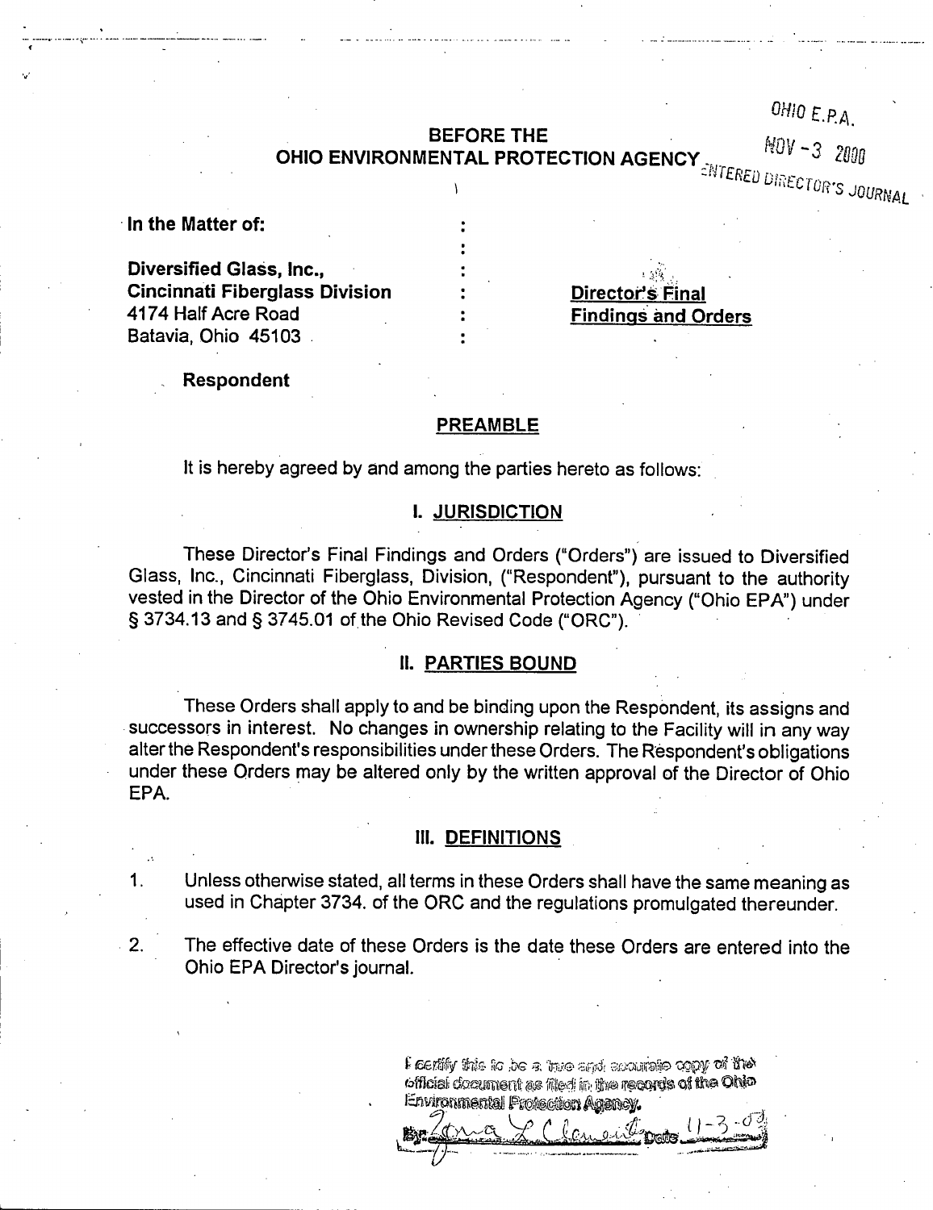OHIO E.P.A.

NOV - 3 2000

ENTERED DIRECTOR'S JOURNAL

**BEFORE THE**
**OHIO ENVIRONMENTAL PROTECTION AGENCY**

**In the Matter of:**

**Diversified Glass, Inc.,**
**Cincinnati Fiberglass Division**
4174 Half Acre Road
Batavia, Ohio 45103

**Respondent**

**Director's Final Findings and Orders**

## PREAMBLE

It is hereby agreed by and among the parties hereto as follows:

## I. JURISDICTION

These Director's Final Findings and Orders ("Orders") are issued to Diversified Glass, Inc., Cincinnati Fiberglass, Division, ("Respondent"), pursuant to the authority vested in the Director of the Ohio Environmental Protection Agency ("Ohio EPA") under § 3734.13 and § 3745.01 of the Ohio Revised Code ("ORC").

## II. PARTIES BOUND

These Orders shall apply to and be binding upon the Respondent, its assigns and successors in interest. No changes in ownership relating to the Facility will in any way alter the Respondent's responsibilities under these Orders. The Respondent's obligations under these Orders may be altered only by the written approval of the Director of Ohio EPA.

## III. DEFINITIONS

1. Unless otherwise stated, all terms in these Orders shall have the same meaning as used in Chapter 3734. of the ORC and the regulations promulgated thereunder.

2. The effective date of these Orders is the date these Orders are entered into the Ohio EPA Director's journal.

I certify this to be a true and accurate copy of the official document as filed in the records of the Ohio Environmental Protection Agency.

By: Lona L Clements Date 11-3-00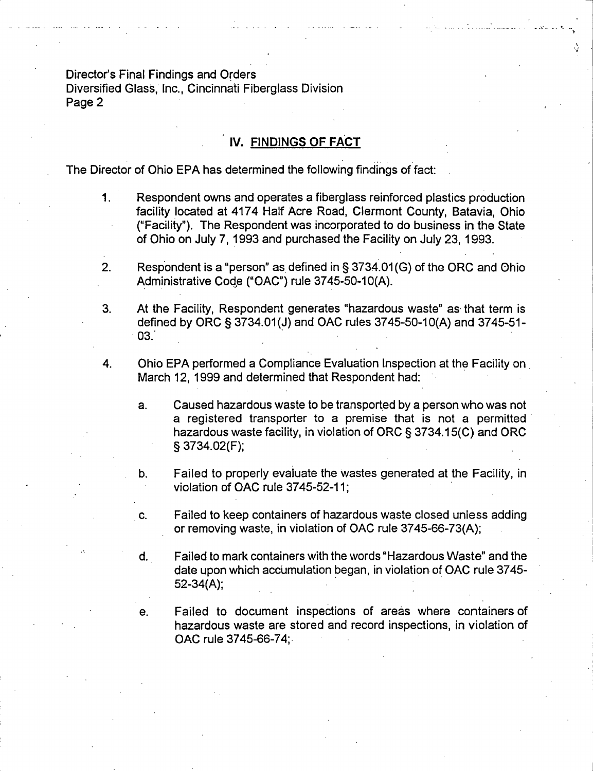## IV. FINDINGS OF FACT

The Director of Ohio EPA has determined the following findings of fact:

1. Respondent owns and operates a fiberglass reinforced plastics production facility located at 4174 Half Acre Road, Clermont County, Batavia, Ohio ("Facility"). The Respondent was incorporated to do business in the State of Ohio on July 7, 1993 and purchased the Facility on July 23, 1993.

2. Respondent is a "person" as defined in § 3734.01(G) of the ORC and Ohio Administrative Code ("OAC") rule 3745-50-10(A).

3. At the Facility, Respondent generates "hazardous waste" as that term is defined by ORC § 3734.01(J) and OAC rules 3745-50-10(A) and 3745-51-03.

4. Ohio EPA performed a Compliance Evaluation Inspection at the Facility on March 12, 1999 and determined that Respondent had:

   a. Caused hazardous waste to be transported by a person who was not a registered transporter to a premise that is not a permitted hazardous waste facility, in violation of ORC § 3734.15(C) and ORC § 3734.02(F);

   b. Failed to properly evaluate the wastes generated at the Facility, in violation of OAC rule 3745-52-11;

   c. Failed to keep containers of hazardous waste closed unless adding or removing waste, in violation of OAC rule 3745-66-73(A);

   d. Failed to mark containers with the words "Hazardous Waste" and the date upon which accumulation began, in violation of OAC rule 3745-52-34(A);

   e. Failed to document inspections of areas where containers of hazardous waste are stored and record inspections, in violation of OAC rule 3745-66-74;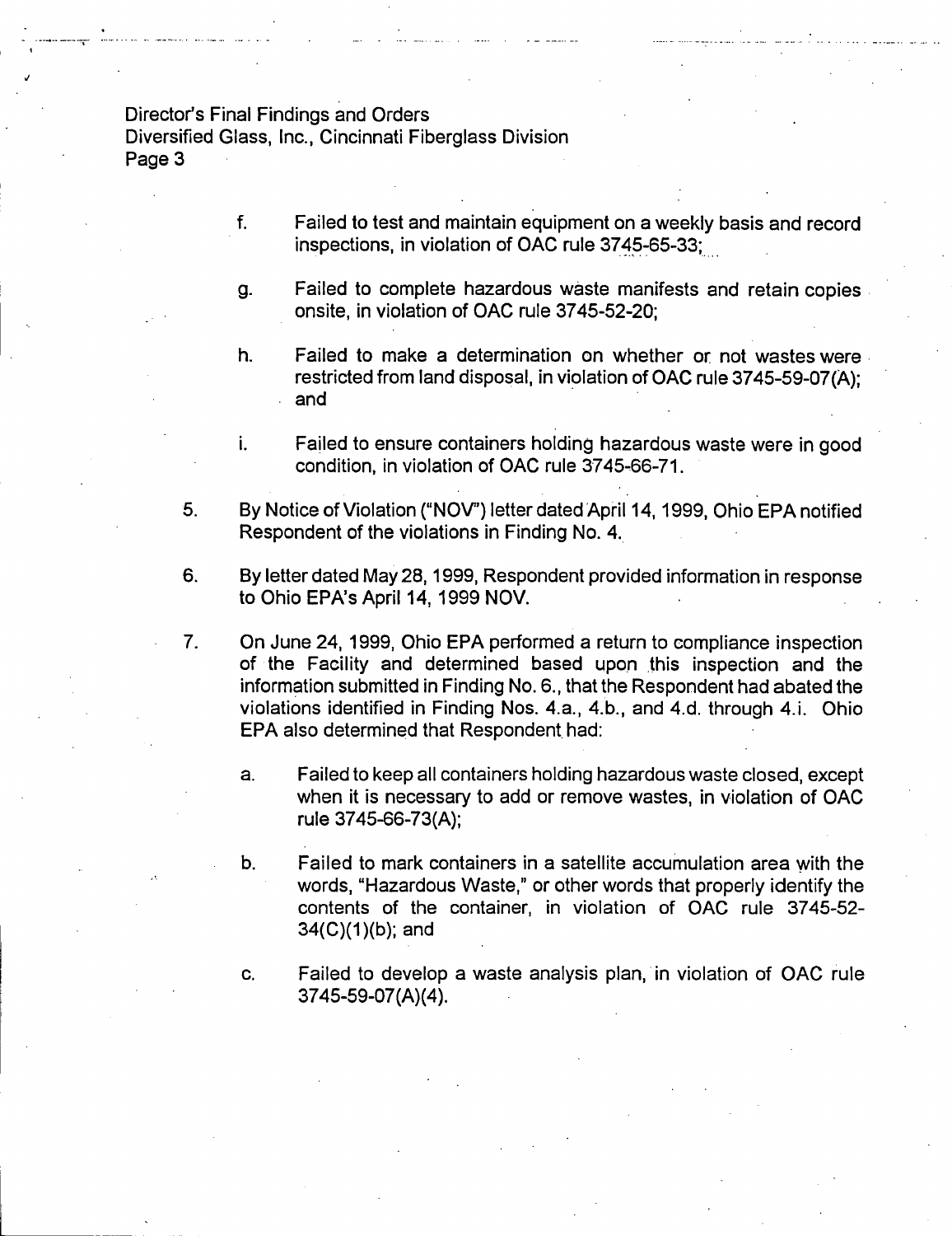f. Failed to test and maintain equipment on a weekly basis and record inspections, in violation of OAC rule 3745-65-33;

g. Failed to complete hazardous waste manifests and retain copies onsite, in violation of OAC rule 3745-52-20;

h. Failed to make a determination on whether or not wastes were restricted from land disposal, in violation of OAC rule 3745-59-07(A); and

i. Failed to ensure containers holding hazardous waste were in good condition, in violation of OAC rule 3745-66-71.

5. By Notice of Violation ("NOV") letter dated April 14, 1999, Ohio EPA notified Respondent of the violations in Finding No. 4.

6. By letter dated May 28, 1999, Respondent provided information in response to Ohio EPA's April 14, 1999 NOV.

7. On June 24, 1999, Ohio EPA performed a return to compliance inspection of the Facility and determined based upon this inspection and the information submitted in Finding No. 6., that the Respondent had abated the violations identified in Finding Nos. 4.a., 4.b., and 4.d. through 4.i. Ohio EPA also determined that Respondent had:

   a. Failed to keep all containers holding hazardous waste closed, except when it is necessary to add or remove wastes, in violation of OAC rule 3745-66-73(A);

   b. Failed to mark containers in a satellite accumulation area with the words, "Hazardous Waste," or other words that properly identify the contents of the container, in violation of OAC rule 3745-52-34(C)(1)(b); and

   c. Failed to develop a waste analysis plan, in violation of OAC rule 3745-59-07(A)(4).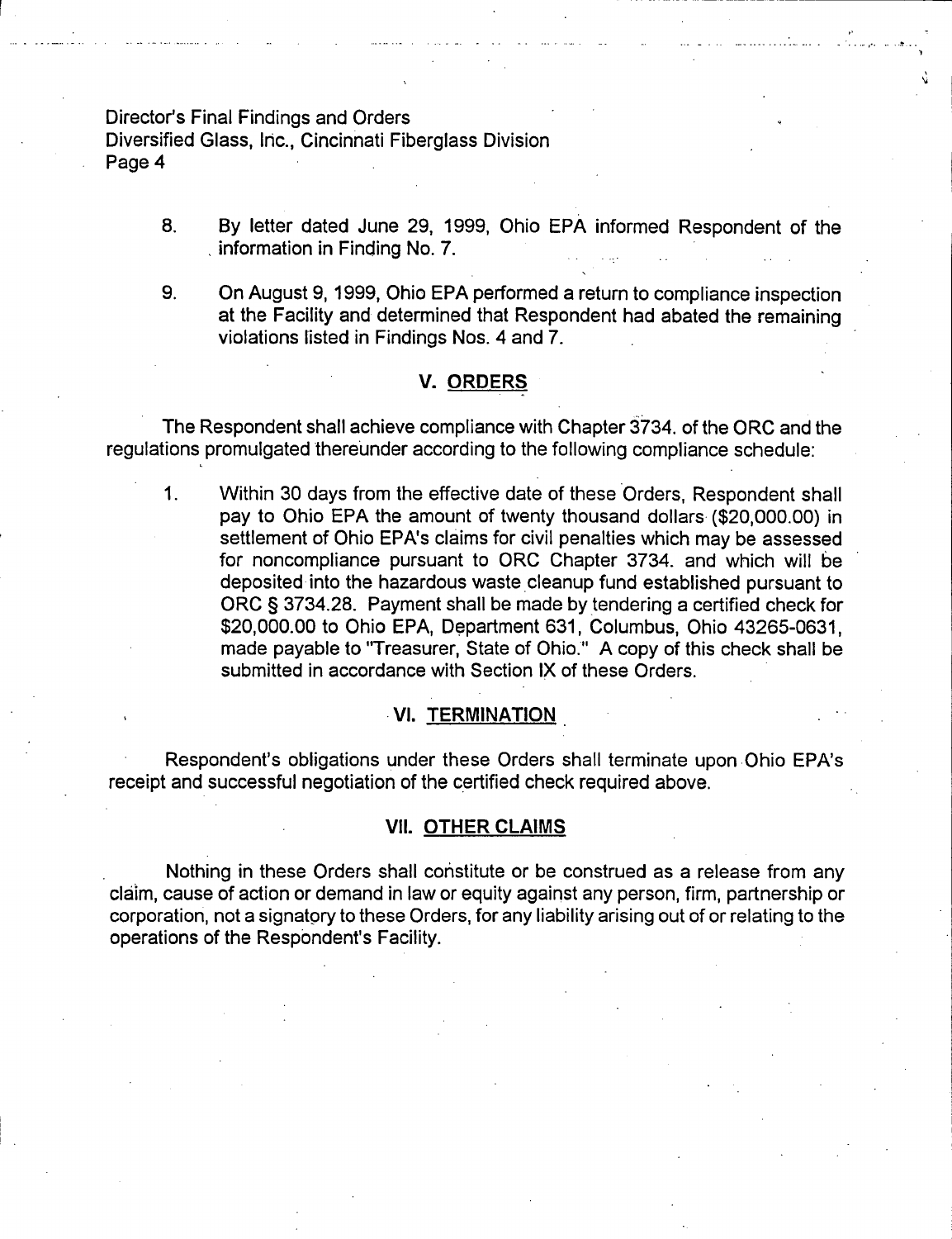8. By letter dated June 29, 1999, Ohio EPA informed Respondent of the information in Finding No. 7.

9. On August 9, 1999, Ohio EPA performed a return to compliance inspection at the Facility and determined that Respondent had abated the remaining violations listed in Findings Nos. 4 and 7.

## V. ORDERS

The Respondent shall achieve compliance with Chapter 3734. of the ORC and the regulations promulgated thereunder according to the following compliance schedule:

1. Within 30 days from the effective date of these Orders, Respondent shall pay to Ohio EPA the amount of twenty thousand dollars ($20,000.00) in settlement of Ohio EPA's claims for civil penalties which may be assessed for noncompliance pursuant to ORC Chapter 3734. and which will be deposited into the hazardous waste cleanup fund established pursuant to ORC § 3734.28. Payment shall be made by tendering a certified check for $20,000.00 to Ohio EPA, Department 631, Columbus, Ohio 43265-0631, made payable to "Treasurer, State of Ohio." A copy of this check shall be submitted in accordance with Section IX of these Orders.

## VI. TERMINATION

Respondent's obligations under these Orders shall terminate upon Ohio EPA's receipt and successful negotiation of the certified check required above.

## VII. OTHER CLAIMS

Nothing in these Orders shall constitute or be construed as a release from any claim, cause of action or demand in law or equity against any person, firm, partnership or corporation, not a signatory to these Orders, for any liability arising out of or relating to the operations of the Respondent's Facility.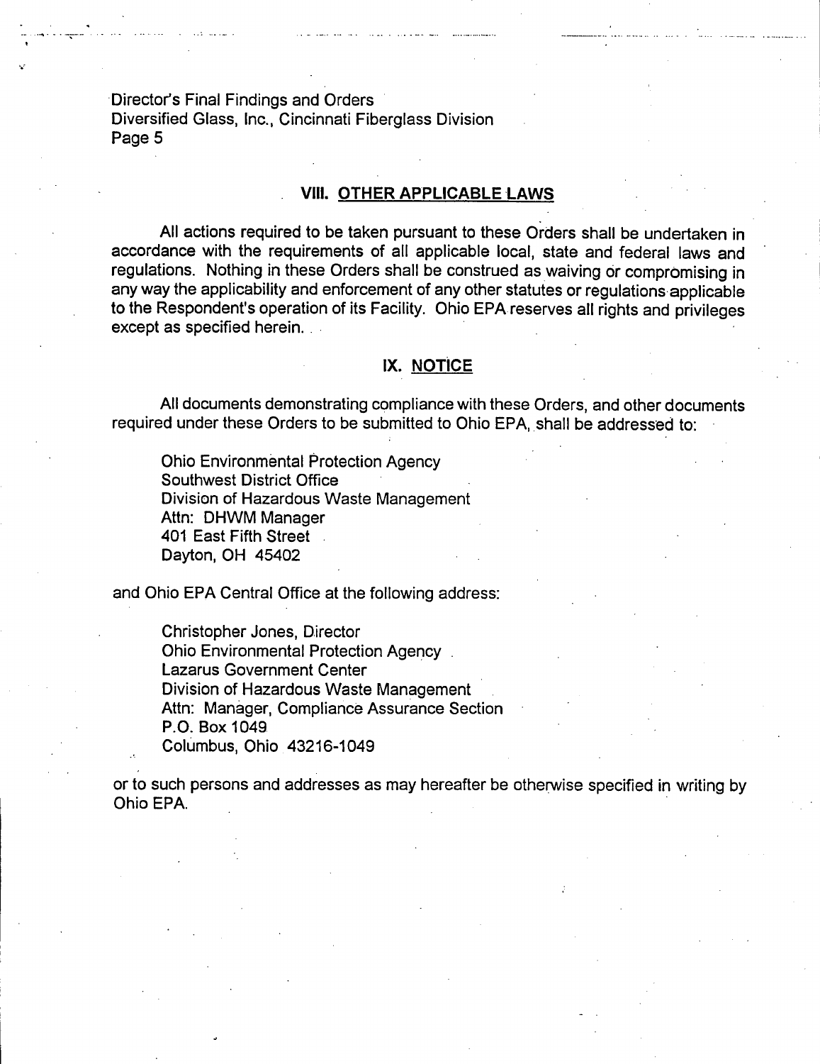## VIII. OTHER APPLICABLE LAWS

All actions required to be taken pursuant to these Orders shall be undertaken in accordance with the requirements of all applicable local, state and federal laws and regulations. Nothing in these Orders shall be construed as waiving or compromising in any way the applicability and enforcement of any other statutes or regulations applicable to the Respondent's operation of its Facility. Ohio EPA reserves all rights and privileges except as specified herein.

## IX. NOTICE

All documents demonstrating compliance with these Orders, and other documents required under these Orders to be submitted to Ohio EPA, shall be addressed to:

Ohio Environmental Protection Agency
Southwest District Office
Division of Hazardous Waste Management
Attn: DHWM Manager
401 East Fifth Street
Dayton, OH 45402

and Ohio EPA Central Office at the following address:

Christopher Jones, Director
Ohio Environmental Protection Agency
Lazarus Government Center
Division of Hazardous Waste Management
Attn: Manager, Compliance Assurance Section
P.O. Box 1049
Columbus, Ohio 43216-1049

or to such persons and addresses as may hereafter be otherwise specified in writing by Ohio EPA.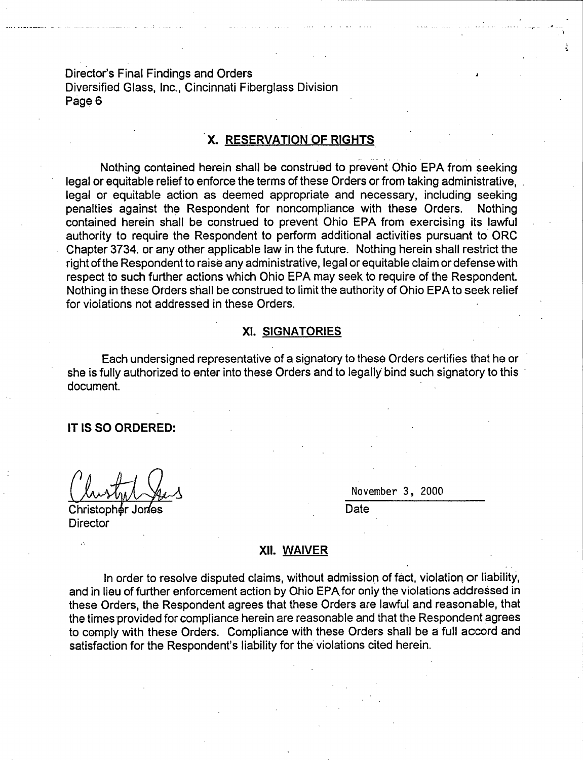## X. RESERVATION OF RIGHTS

Nothing contained herein shall be construed to prevent Ohio EPA from seeking legal or equitable relief to enforce the terms of these Orders or from taking administrative, legal or equitable action as deemed appropriate and necessary, including seeking penalties against the Respondent for noncompliance with these Orders. Nothing contained herein shall be construed to prevent Ohio EPA from exercising its lawful authority to require the Respondent to perform additional activities pursuant to ORC Chapter 3734. or any other applicable law in the future. Nothing herein shall restrict the right of the Respondent to raise any administrative, legal or equitable claim or defense with respect to such further actions which Ohio EPA may seek to require of the Respondent. Nothing in these Orders shall be construed to limit the authority of Ohio EPA to seek relief for violations not addressed in these Orders.

## XI. SIGNATORIES

Each undersigned representative of a signatory to these Orders certifies that he or she is fully authorized to enter into these Orders and to legally bind such signatory to this document.

**IT IS SO ORDERED:**

Christopher Jones
Director

November 3, 2000
Date

## XII. WAIVER

In order to resolve disputed claims, without admission of fact, violation or liability, and in lieu of further enforcement action by Ohio EPA for only the violations addressed in these Orders, the Respondent agrees that these Orders are lawful and reasonable, that the times provided for compliance herein are reasonable and that the Respondent agrees to comply with these Orders. Compliance with these Orders shall be a full accord and satisfaction for the Respondent's liability for the violations cited herein.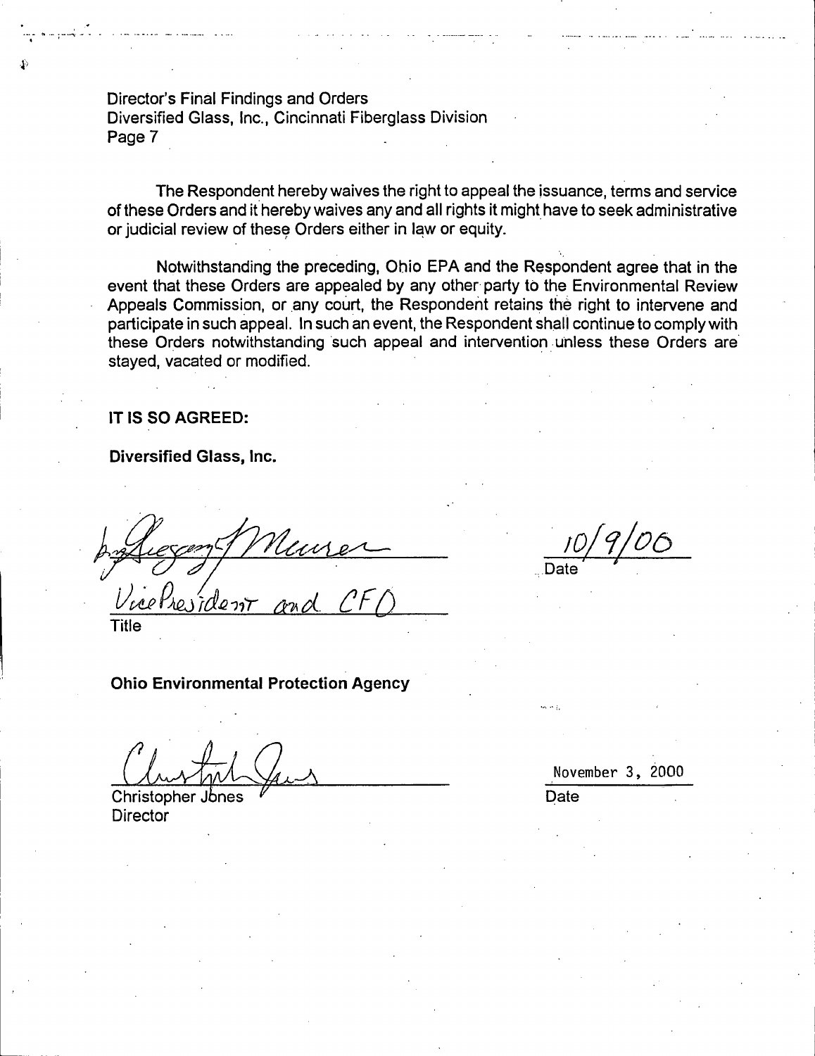The Respondent hereby waives the right to appeal the issuance, terms and service of these Orders and it hereby waives any and all rights it might have to seek administrative or judicial review of these Orders either in law or equity.

Notwithstanding the preceding, Ohio EPA and the Respondent agree that in the event that these Orders are appealed by any other party to the Environmental Review Appeals Commission, or any court, the Respondent retains the right to intervene and participate in such appeal. In such an event, the Respondent shall continue to comply with these Orders notwithstanding such appeal and intervention unless these Orders are stayed, vacated or modified.

**IT IS SO AGREED:**

**Diversified Glass, Inc.**

By Gregory Maurer 10/9/06
Date

Vice President and CFO
Title

**Ohio Environmental Protection Agency**

Christopher Jones November 3, 2000
Christopher Jones Date
Director